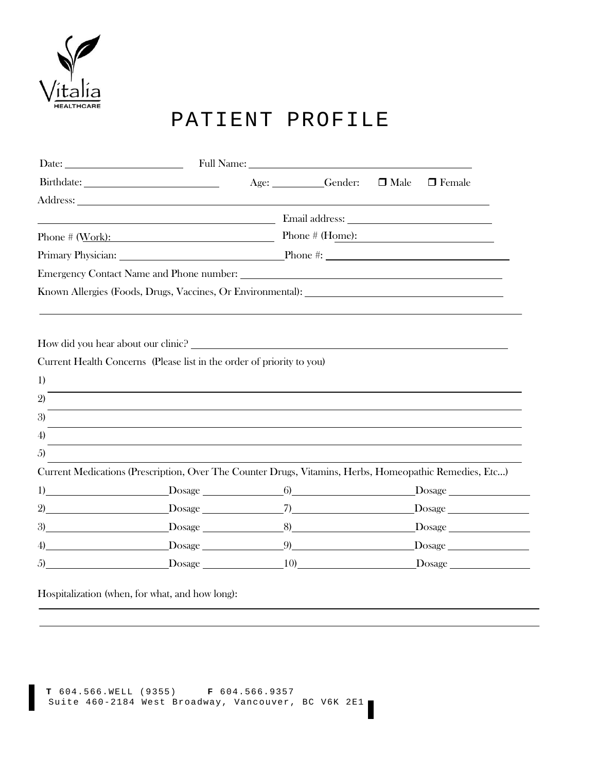Vitalia HEALTHCARE

# PATIENT PROFILE

Date: ____________________ Full Name: ______________________________________

Birthdate: ______________________ Age: _________ Gender: ❒ Male ❒ Female

Address: ________________________________________________________________

________________________________________ Email address: ______________________

Phone # (Work): __________________________ Phone # (Home): ______________________

Primary Physician: ___________________________ Phone #: ___________________________

Emergency Contact Name and Phone number: __________________________________________

Known Allergies (Foods, Drugs, Vaccines, Or Environmental): ______________________________

_____________________________________________________________________________

How did you hear about our clinic? ______________________________________________

Current Health Concerns (Please list in the order of priority to you)

1) ___________________________________________________________________________

2) ___________________________________________________________________________

3) ___________________________________________________________________________

4) ___________________________________________________________________________

5) ___________________________________________________________________________

Current Medications (Prescription, Over The Counter Drugs, Vitamins, Herbs, Homeopathic Remedies, Etc…)

1) ____________________ Dosage ______________ 6) ____________________ Dosage ______________

2) ____________________ Dosage ______________ 7) ____________________ Dosage ______________

3) ____________________ Dosage ______________ 8) ____________________ Dosage ______________

4) ____________________ Dosage ______________ 9) ____________________ Dosage ______________

5) ____________________ Dosage ______________ 10) ____________________ Dosage ______________

Hospitalization (when, for what, and how long):

_____________________________________________________________________________

_____________________________________________________________________________

**T** 604.566.WELL (9355) **F** 604.566.9357
Suite 460-2184 West Broadway, Vancouver, BC V6K 2E1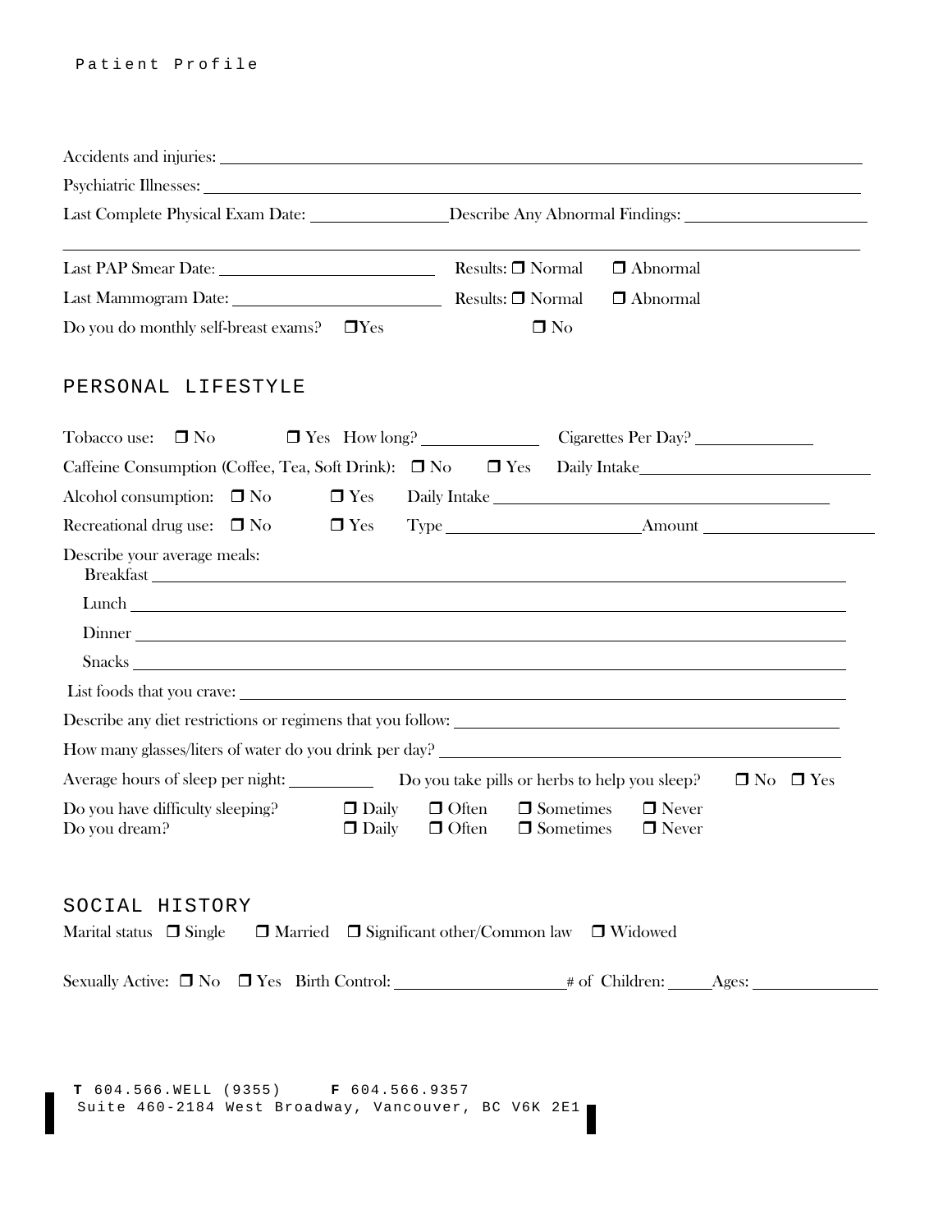Patient Profile

Accidents and injuries: ______________________________________________

Psychiatric Illnesses: ______________________________________________

Last Complete Physical Exam Date: ________________ Describe Any Abnormal Findings: ____________________

______________________________________________

Last PAP Smear Date: ________________________ Results: ❐ Normal ❐ Abnormal

Last Mammogram Date: ________________________ Results: ❐ Normal ❐ Abnormal

Do you do monthly self-breast exams? ❐ Yes ❐ No

## PERSONAL LIFESTYLE

Tobacco use: ❐ No ❐ Yes How long? ____________ Cigarettes Per Day? ____________

Caffeine Consumption (Coffee, Tea, Soft Drink): ❐ No ❐ Yes Daily Intake ____________________

Alcohol consumption: ❐ No ❐ Yes Daily Intake ________________________________

Recreational drug use: ❐ No ❐ Yes Type ____________________ Amount ________________

Describe your average meals:

Breakfast ______________________________________________

Lunch ______________________________________________

Dinner ______________________________________________

Snacks ______________________________________________

List foods that you crave: ______________________________________________

Describe any diet restrictions or regimens that you follow: ________________________________

How many glasses/liters of water do you drink per day? ________________________________

Average hours of sleep per night: ________ Do you take pills or herbs to help you sleep? ❐ No ❐ Yes

Do you have difficulty sleeping? ❐ Daily ❐ Often ❐ Sometimes ❐ Never

Do you dream? ❐ Daily ❐ Often ❐ Sometimes ❐ Never

## SOCIAL HISTORY

Marital status ❐ Single ❐ Married ❐ Significant other/Common law ❐ Widowed

Sexually Active: ❐ No ❐ Yes Birth Control: ________________ # of Children: _____ Ages: ____________

**T** 604.566.WELL (9355) **F** 604.566.9357
Suite 460-2184 West Broadway, Vancouver, BC V6K 2E1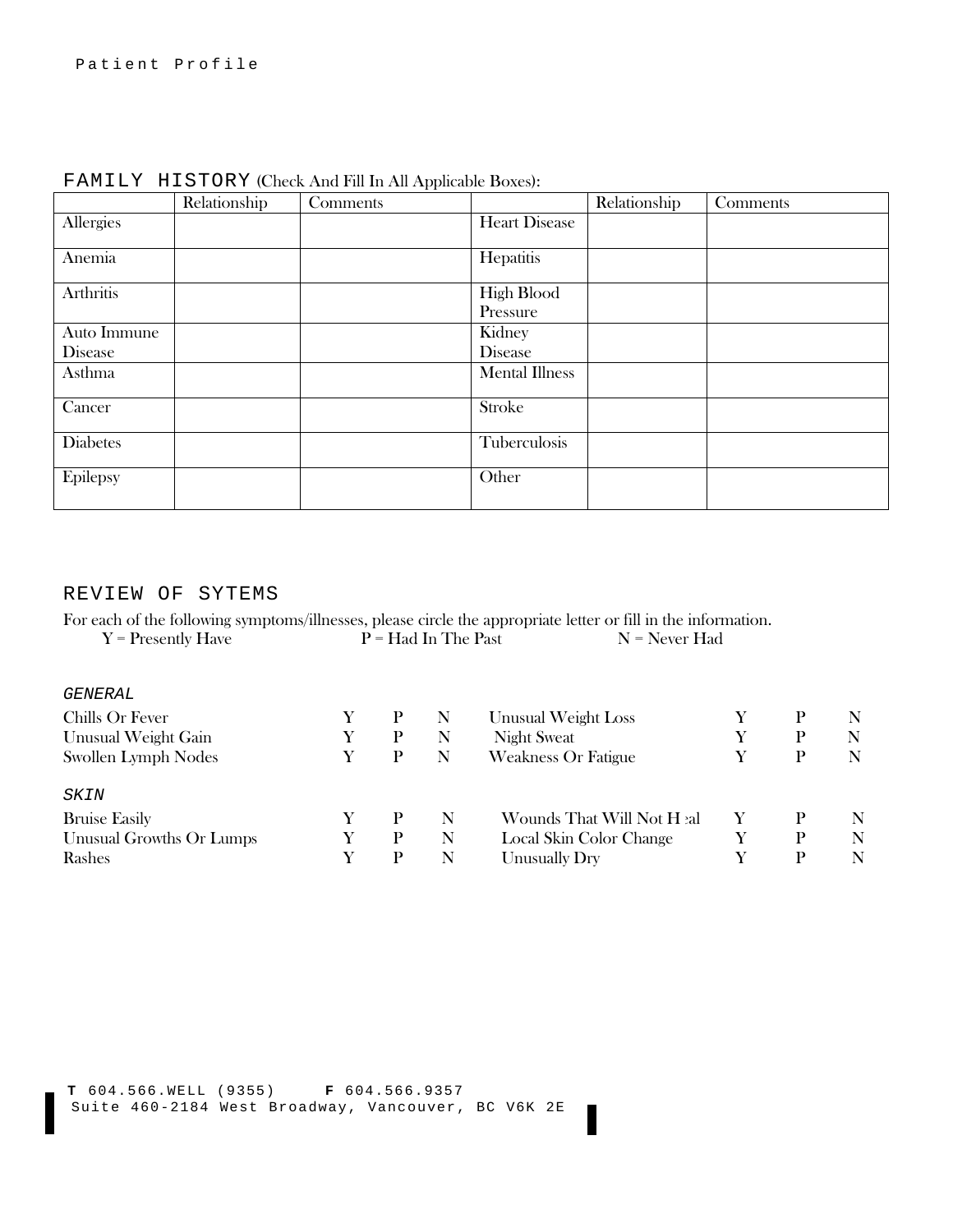Patient Profile

## FAMILY HISTORY (Check And Fill In All Applicable Boxes):

| | Relationship | Comments | | Relationship | Comments |
|---|---|---|---|---|---|
| Allergies | | | Heart Disease | | |
| Anemia | | | Hepatitis | | |
| Arthritis | | | High Blood Pressure | | |
| Auto Immune Disease | | | Kidney Disease | | |
| Asthma | | | Mental Illness | | |
| Cancer | | | Stroke | | |
| Diabetes | | | Tuberculosis | | |
| Epilepsy | | | Other | | |

## REVIEW OF SYTEMS

For each of the following symptoms/illnesses, please circle the appropriate letter or fill in the information.

Y = Presently Have P = Had In The Past N = Never Had

### *GENERAL*

| | | | | | | | |
|---|---|---|---|---|---|---|---|
| Chills Or Fever | Y | P | N | Unusual Weight Loss | Y | P | N |
| Unusual Weight Gain | Y | P | N | Night Sweat | Y | P | N |
| Swollen Lymph Nodes | Y | P | N | Weakness Or Fatigue | Y | P | N |

### *SKIN*

| | | | | | | | |
|---|---|---|---|---|---|---|---|
| Bruise Easily | Y | P | N | Wounds That Will Not Heal | Y | P | N |
| Unusual Growths Or Lumps | Y | P | N | Local Skin Color Change | Y | P | N |
| Rashes | Y | P | N | Unusually Dry | Y | P | N |

**T** 604.566.WELL (9355) **F** 604.566.9357
Suite 460-2184 West Broadway, Vancouver, BC V6K 2E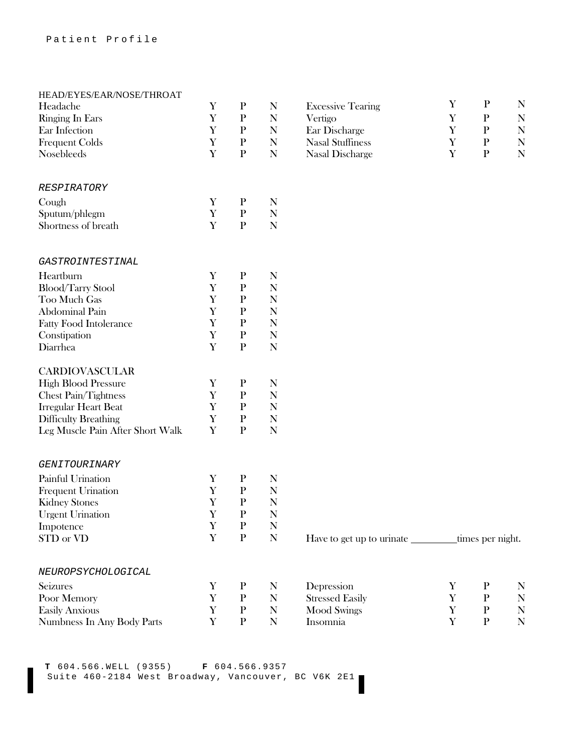Patient Profile

### HEAD/EYES/EAR/NOSE/THROAT

| | | | | | | | |
|---|---|---|---|---|---|---|---|
| Headache | Y | P | N | Excessive Tearing | Y | P | N |
| Ringing In Ears | Y | P | N | Vertigo | Y | P | N |
| Ear Infection | Y | P | N | Ear Discharge | Y | P | N |
| Frequent Colds | Y | P | N | Nasal Stuffiness | Y | P | N |
| Nosebleeds | Y | P | N | Nasal Discharge | Y | P | N |

### *RESPIRATORY*

| | | | |
|---|---|---|---|
| Cough | Y | P | N |
| Sputum/phlegm | Y | P | N |
| Shortness of breath | Y | P | N |

### *GASTROINTESTINAL*

| | | | |
|---|---|---|---|
| Heartburn | Y | P | N |
| Blood/Tarry Stool | Y | P | N |
| Too Much Gas | Y | P | N |
| Abdominal Pain | Y | P | N |
| Fatty Food Intolerance | Y | P | N |
| Constipation | Y | P | N |
| Diarrhea | Y | P | N |

### CARDIOVASCULAR

| | | | |
|---|---|---|---|
| High Blood Pressure | Y | P | N |
| Chest Pain/Tightness | Y | P | N |
| Irregular Heart Beat | Y | P | N |
| Difficulty Breathing | Y | P | N |
| Leg Muscle Pain After Short Walk | Y | P | N |

### *GENITOURINARY*

| | | | |
|---|---|---|---|
| Painful Urination | Y | P | N |
| Frequent Urination | Y | P | N |
| Kidney Stones | Y | P | N |
| Urgent Urination | Y | P | N |
| Impotence | Y | P | N |
| STD or VD | Y | P | N |

Have to get up to urinate _________times per night.

### *NEUROPSYCHOLOGICAL*

| | | | | | | | |
|---|---|---|---|---|---|---|---|
| Seizures | Y | P | N | Depression | Y | P | N |
| Poor Memory | Y | P | N | Stressed Easily | Y | P | N |
| Easily Anxious | Y | P | N | Mood Swings | Y | P | N |
| Numbness In Any Body Parts | Y | P | N | Insomnia | Y | P | N |

**T** 604.566.WELL (9355) **F** 604.566.9357
Suite 460-2184 West Broadway, Vancouver, BC V6K 2E1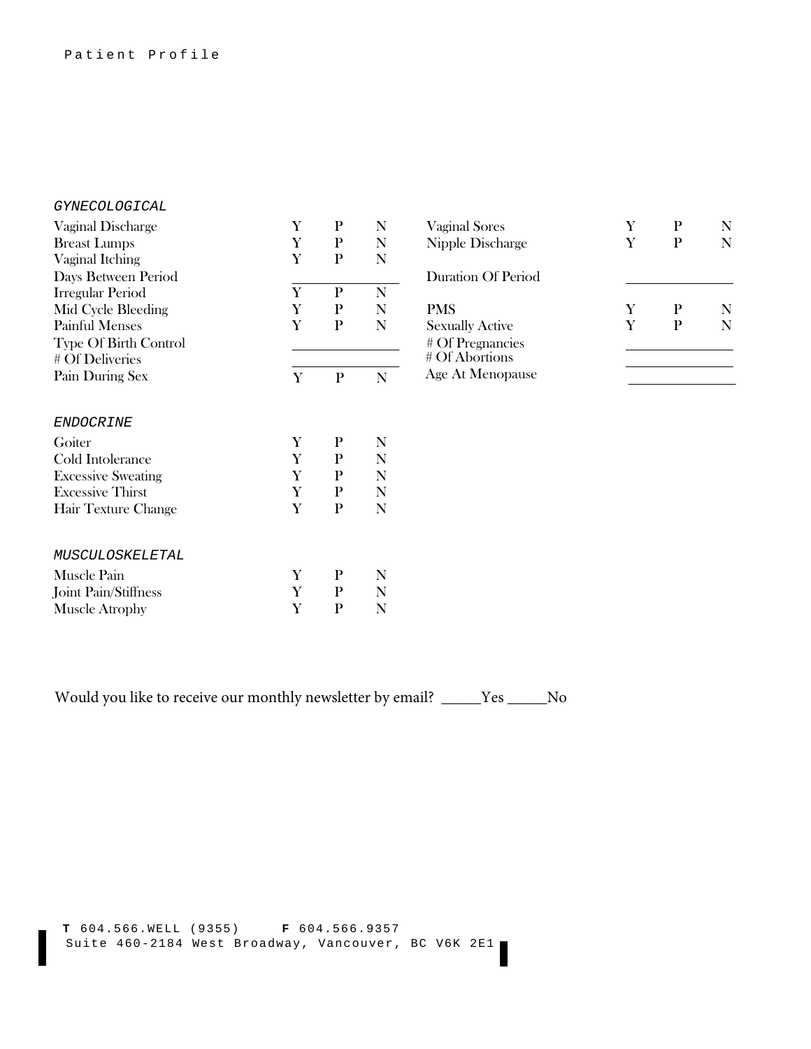Patient Profile

### *GYNECOLOGICAL*

| | | | | | | | |
|---|---|---|---|---|---|---|---|
| Vaginal Discharge | Y | P | N | Vaginal Sores | Y | P | N |
| Breast Lumps | Y | P | N | Nipple Discharge | Y | P | N |
| Vaginal Itching | Y | P | N | | | | |
| Days Between Period | ______ | | | Duration Of Period | ______ | | |
| Irregular Period | Y | P | N | | | | |
| Mid Cycle Bleeding | Y | P | N | PMS | Y | P | N |
| Painful Menses | Y | P | N | Sexually Active | Y | P | N |
| Type Of Birth Control | ______ | | | # Of Pregnancies | ______ | | |
| # Of Deliveries | ______ | | | # Of Abortions | ______ | | |
| Pain During Sex | Y | P | N | Age At Menopause | ______ | | |

### *ENDOCRINE*

| | | | |
|---|---|---|---|
| Goiter | Y | P | N |
| Cold Intolerance | Y | P | N |
| Excessive Sweating | Y | P | N |
| Excessive Thirst | Y | P | N |
| Hair Texture Change | Y | P | N |

### *MUSCULOSKELETAL*

| | | | |
|---|---|---|---|
| Muscle Pain | Y | P | N |
| Joint Pain/Stiffness | Y | P | N |
| Muscle Atrophy | Y | P | N |

Would you like to receive our monthly newsletter by email? _____Yes _____No

**T** 604.566.WELL (9355) **F** 604.566.9357
Suite 460-2184 West Broadway, Vancouver, BC V6K 2E1